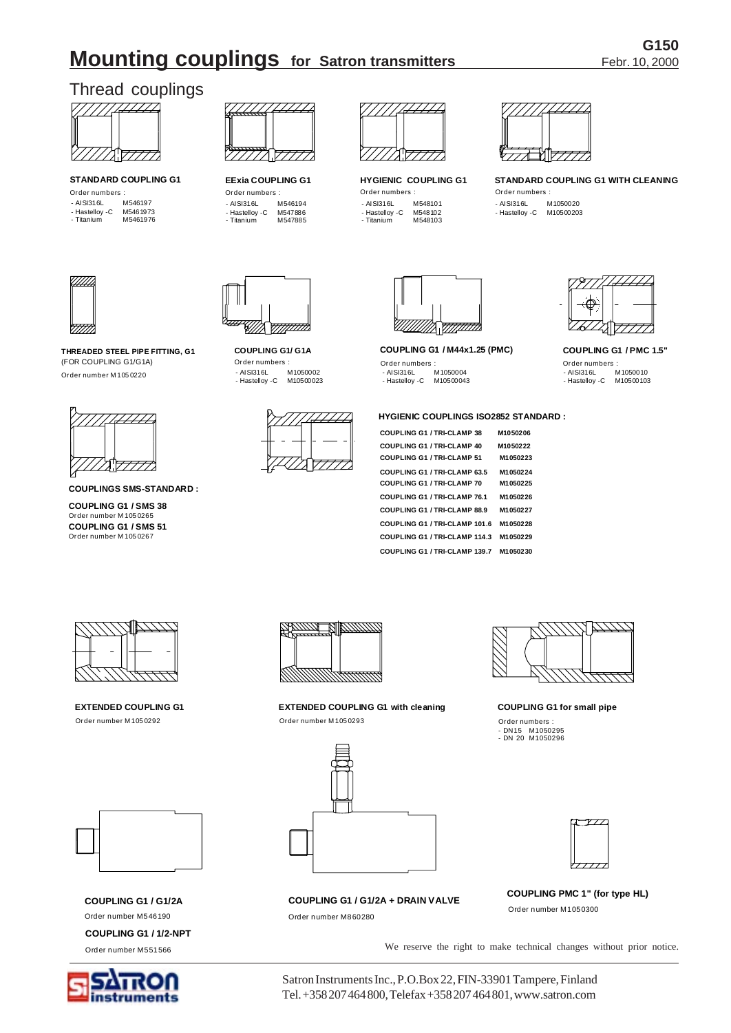# Mounting couplings for Satron transmitters

G150
Febr. 10, 2000

## Thread couplings

**STANDARD COUPLING G1**
Order numbers :
- AISI316L M546197
- Hastelloy -C M5461973
- Titanium M5461976

**EExia COUPLING G1**
Order numbers :
- AISI316L M546194
- Hastelloy -C M547886
- Titanium M547885

**HYGIENIC COUPLING G1**
Order numbers :
- AISI316L M548101
- Hastelloy -C M548102
- Titanium M548103

**STANDARD COUPLING G1 WITH CLEANING**
Order numbers :
- AISI316L M1050020
- Hastelloy -C M10500203

**THREADED STEEL PIPE FITTING, G1**
(FOR COUPLING G1/G1A)
Order number M1050220

**COUPLING G1/ G1A**
Order numbers :
- AISI316L M1050002
- Hastelloy -C M10500023

**COUPLING G1 / M44x1.25 (PMC)**
Order numbers :
- AISI316L M1050004
- Hastelloy -C M10500043

**COUPLING G1 / PMC 1.5"**
Order numbers :
- AISI316L M1050010
- Hastelloy -C M10500103

**COUPLINGS SMS-STANDARD :**

**COUPLING G1 / SMS 38**
Order number M1050265
**COUPLING G1 / SMS 51**
Order number M1050267

**HYGIENIC COUPLINGS ISO2852 STANDARD :**

| | |
|---|---|
| COUPLING G1 / TRI-CLAMP 38 | M1050206 |
| COUPLING G1 / TRI-CLAMP 40 | M1050222 |
| COUPLING G1 / TRI-CLAMP 51 | M1050223 |
| COUPLING G1 / TRI-CLAMP 63.5 | M1050224 |
| COUPLING G1 / TRI-CLAMP 70 | M1050225 |
| COUPLING G1 / TRI-CLAMP 76.1 | M1050226 |
| COUPLING G1 / TRI-CLAMP 88.9 | M1050227 |
| COUPLING G1 / TRI-CLAMP 101.6 | M1050228 |
| COUPLING G1 / TRI-CLAMP 114.3 | M1050229 |
| COUPLING G1 / TRI-CLAMP 139.7 | M1050230 |

**EXTENDED COUPLING G1**
Order number M1050292

**EXTENDED COUPLING G1 with cleaning**
Order number M1050293

**COUPLING G1 for small pipe**
Order numbers :
- DN15 M1050295
- DN 20 M1050296

**COUPLING G1 / G1/2A**
Order number M546190

**COUPLING G1 / 1/2-NPT**
Order number M551566

**COUPLING G1 / G1/2A + DRAIN VALVE**
Order number M860280

**COUPLING PMC 1" (for type HL)**
Order number M1050300

We reserve the right to make technical changes without prior notice.

Satron Instruments Inc., P.O.Box 22, FIN-33901 Tampere, Finland
Tel. +358 207 464 800, Telefax +358 207 464 801, www.satron.com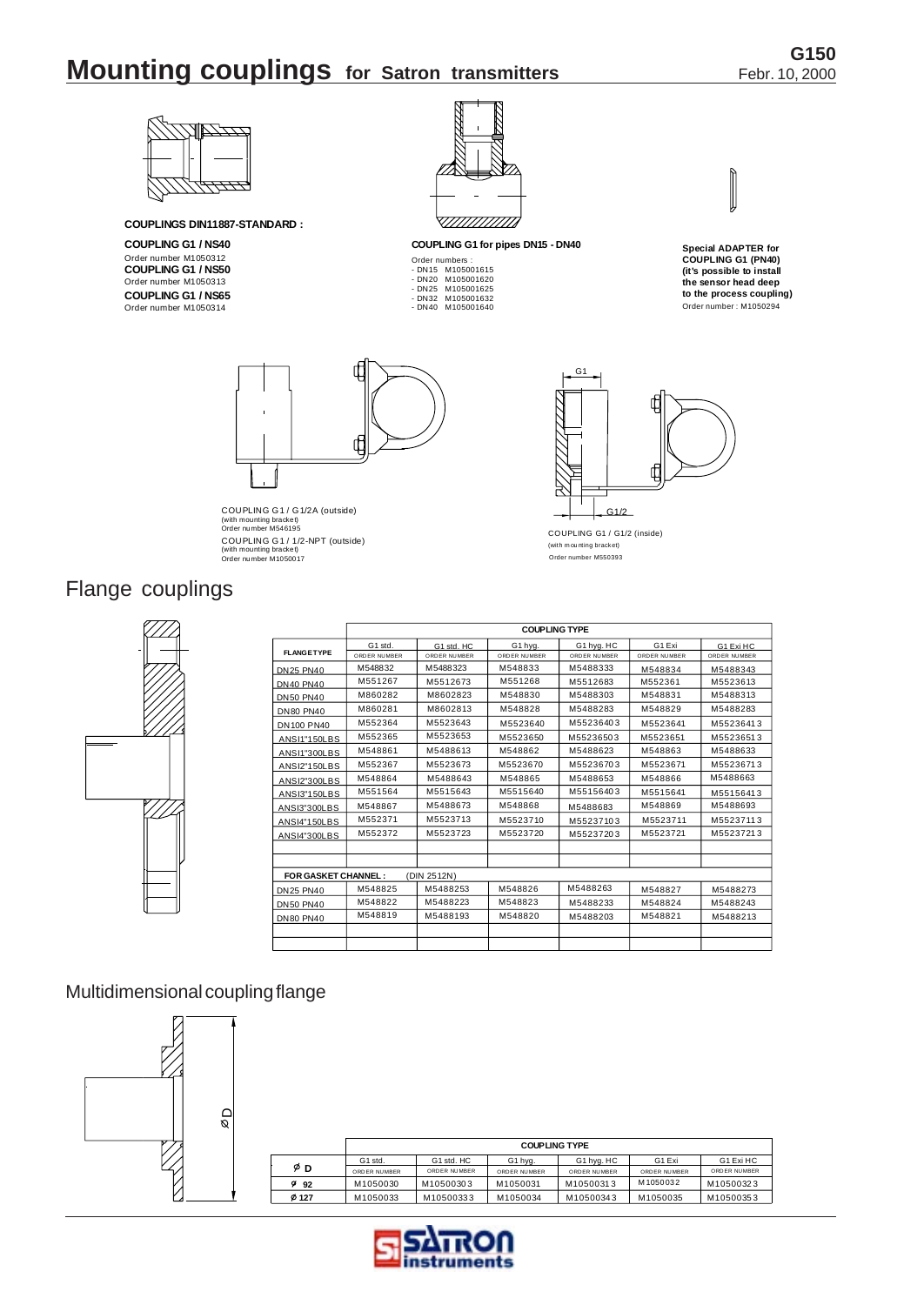# Mounting couplings for Satron transmitters

G150
Febr. 10, 2000

**COUPLINGS DIN11887-STANDARD :**

**COUPLING G1 / NS40**
Order number M1050312
**COUPLING G1 / NS50**
Order number M1050313
**COUPLING G1 / NS65**
Order number M1050314

**COUPLING G1 for pipes DN15 - DN40**

Order numbers :
- DN15 M105001615
- DN20 M105001620
- DN25 M105001625
- DN32 M105001632
- DN40 M105001640

**Special ADAPTER for COUPLING G1 (PN40) (it's possible to install the sensor head deep to the process coupling)**
Order number : M1050294

COUPLING G1 / G1/2A (outside)
(with mounting bracket)
Order number M546195
COUPLING G1 / 1/2-NPT (outside)
(with mounting bracket)
Order number M1050017

G1

G1/2

COUPLING G1 / G1/2 (inside)
(with mounting bracket)
Order number M550393

## Flange couplings

| | COUPLING TYPE | | | | | |
|---|---|---|---|---|---|---|
| FLANGE TYPE | G1 std. ORDER NUMBER | G1 std. HC ORDER NUMBER | G1 hyg. ORDER NUMBER | G1 hyg. HC ORDER NUMBER | G1 Exi ORDER NUMBER | G1 Exi HC ORDER NUMBER |
| DN25 PN40 | M548832 | M5488323 | M548833 | M5488333 | M548834 | M5488343 |
| DN40 PN40 | M551267 | M5512673 | M551268 | M5512683 | M552361 | M5523613 |
| DN50 PN40 | M860282 | M8602823 | M548830 | M5488303 | M548831 | M5488313 |
| DN80 PN40 | M860281 | M8602813 | M548828 | M5488283 | M548829 | M5488283 |
| DN100 PN40 | M552364 | M5523643 | M5523640 | M55236403 | M5523641 | M55236413 |
| ANSI1"150LBS | M552365 | M5523653 | M5523650 | M55236503 | M5523651 | M55236513 |
| ANSI1"300LBS | M548861 | M5488613 | M548862 | M5488623 | M548863 | M5488633 |
| ANSI2"150LBS | M552367 | M5523673 | M5523670 | M55236703 | M5523671 | M55236713 |
| ANSI2"300LBS | M548864 | M5488643 | M548865 | M5488653 | M548866 | M5488663 |
| ANSI3"150LBS | M551564 | M5515643 | M5515640 | M55156403 | M5515641 | M55156413 |
| ANSI3"300LBS | M548867 | M5488673 | M548868 | M5488683 | M548869 | M5488693 |
| ANSI4"150LBS | M552371 | M5523713 | M5523710 | M55237103 | M5523711 | M55237113 |
| ANSI4"300LBS | M552372 | M5523723 | M5523720 | M55237203 | M5523721 | M55237213 |
| | | | | | | |
| | | | | | | |
| FOR GASKET CHANNEL : | (DIN 2512N) | | | | | |
| DN25 PN40 | M548825 | M5488253 | M548826 | M5488263 | M548827 | M5488273 |
| DN50 PN40 | M548822 | M5488223 | M548823 | M5488233 | M548824 | M5488243 |
| DN80 PN40 | M548819 | M5488193 | M548820 | M5488203 | M548821 | M5488213 |
| | | | | | | |
| | | | | | | |

## Multidimensional coupling flange

ØD

| | COUPLING TYPE | | | | | |
|---|---|---|---|---|---|---|
| Ø D | G1 std. ORDER NUMBER | G1 std. HC ORDER NUMBER | G1 hyg. ORDER NUMBER | G1 hyg. HC ORDER NUMBER | G1 Exi ORDER NUMBER | G1 Exi HC ORDER NUMBER |
| Ø 92 | M1050030 | M10500303 | M1050031 | M10500313 | M1050032 | M10500323 |
| Ø 127 | M1050033 | M10500333 | M1050034 | M10500343 | M1050035 | M10500353 |

SATRON instruments